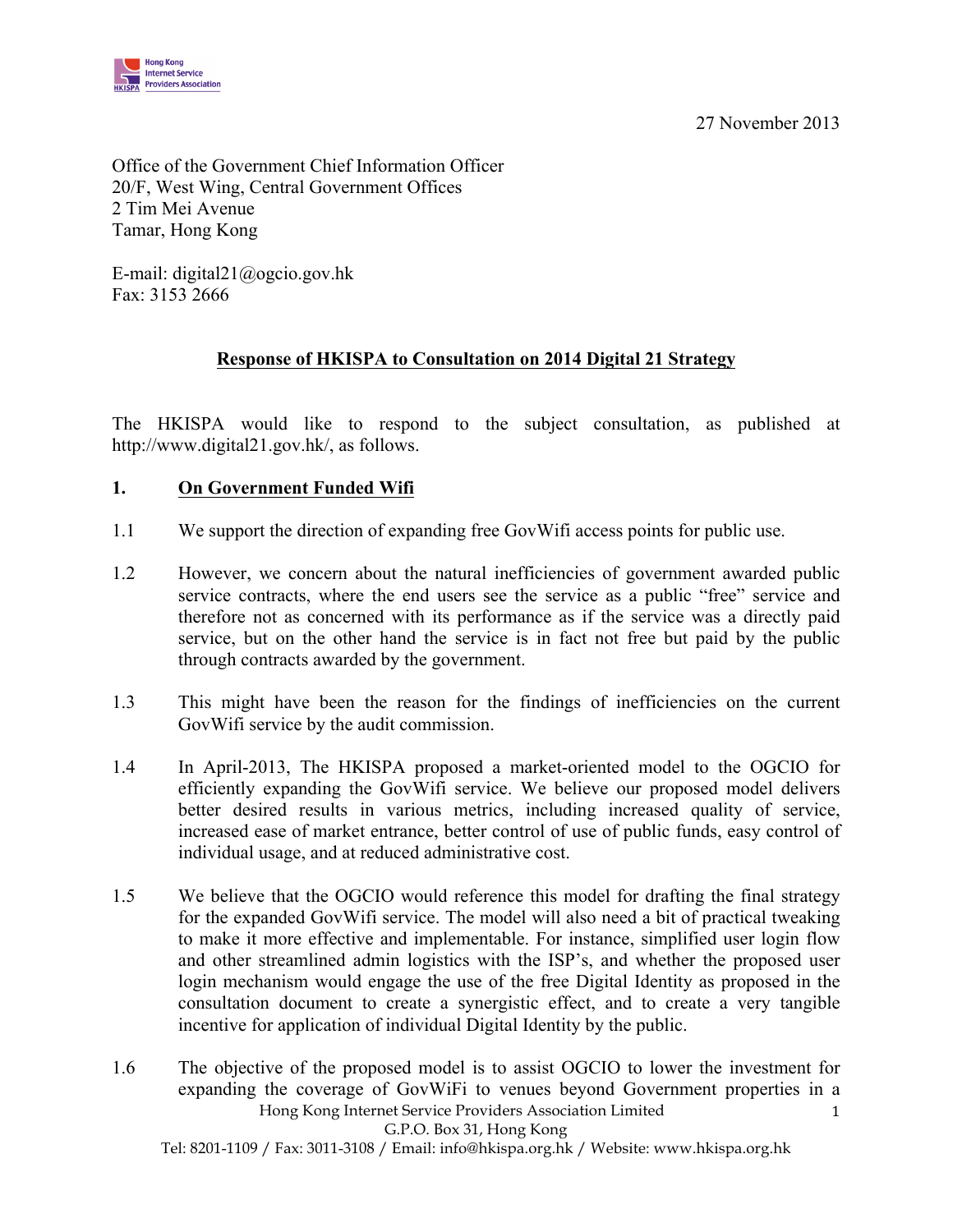27 November 2013

Office of the Government Chief Information Officer
20/F, West Wing, Central Government Offices
2 Tim Mei Avenue
Tamar, Hong Kong

E-mail: digital21@ogcio.gov.hk
Fax: 3153 2666

**Response of HKISPA to Consultation on 2014 Digital 21 Strategy**

The HKISPA would like to respond to the subject consultation, as published at http://www.digital21.gov.hk/, as follows.

## 1. On Government Funded Wifi

1.1 We support the direction of expanding free GovWifi access points for public use.

1.2 However, we concern about the natural inefficiencies of government awarded public service contracts, where the end users see the service as a public "free" service and therefore not as concerned with its performance as if the service was a directly paid service, but on the other hand the service is in fact not free but paid by the public through contracts awarded by the government.

1.3 This might have been the reason for the findings of inefficiencies on the current GovWifi service by the audit commission.

1.4 In April-2013, The HKISPA proposed a market-oriented model to the OGCIO for efficiently expanding the GovWifi service. We believe our proposed model delivers better desired results in various metrics, including increased quality of service, increased ease of market entrance, better control of use of public funds, easy control of individual usage, and at reduced administrative cost.

1.5 We believe that the OGCIO would reference this model for drafting the final strategy for the expanded GovWifi service. The model will also need a bit of practical tweaking to make it more effective and implementable. For instance, simplified user login flow and other streamlined admin logistics with the ISP's, and whether the proposed user login mechanism would engage the use of the free Digital Identity as proposed in the consultation document to create a synergistic effect, and to create a very tangible incentive for application of individual Digital Identity by the public.

1.6 The objective of the proposed model is to assist OGCIO to lower the investment for expanding the coverage of GovWiFi to venues beyond Government properties in a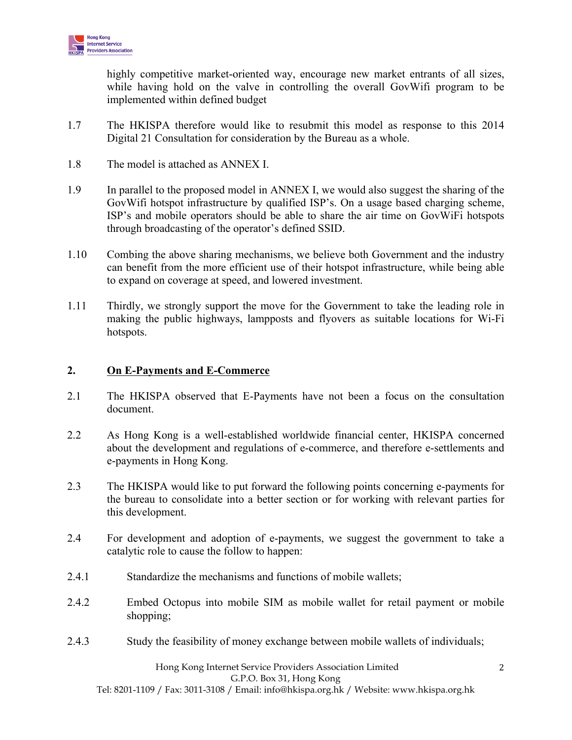highly competitive market-oriented way, encourage new market entrants of all sizes, while having hold on the valve in controlling the overall GovWifi program to be implemented within defined budget

1.7 The HKISPA therefore would like to resubmit this model as response to this 2014 Digital 21 Consultation for consideration by the Bureau as a whole.

1.8 The model is attached as ANNEX I.

1.9 In parallel to the proposed model in ANNEX I, we would also suggest the sharing of the GovWifi hotspot infrastructure by qualified ISP's. On a usage based charging scheme, ISP's and mobile operators should be able to share the air time on GovWiFi hotspots through broadcasting of the operator's defined SSID.

1.10 Combing the above sharing mechanisms, we believe both Government and the industry can benefit from the more efficient use of their hotspot infrastructure, while being able to expand on coverage at speed, and lowered investment.

1.11 Thirdly, we strongly support the move for the Government to take the leading role in making the public highways, lampposts and flyovers as suitable locations for Wi-Fi hotspots.

## 2. <u>On E-Payments and E-Commerce</u>

2.1 The HKISPA observed that E-Payments have not been a focus on the consultation document.

2.2 As Hong Kong is a well-established worldwide financial center, HKISPA concerned about the development and regulations of e-commerce, and therefore e-settlements and e-payments in Hong Kong.

2.3 The HKISPA would like to put forward the following points concerning e-payments for the bureau to consolidate into a better section or for working with relevant parties for this development.

2.4 For development and adoption of e-payments, we suggest the government to take a catalytic role to cause the follow to happen:

2.4.1 Standardize the mechanisms and functions of mobile wallets;

2.4.2 Embed Octopus into mobile SIM as mobile wallet for retail payment or mobile shopping;

2.4.3 Study the feasibility of money exchange between mobile wallets of individuals;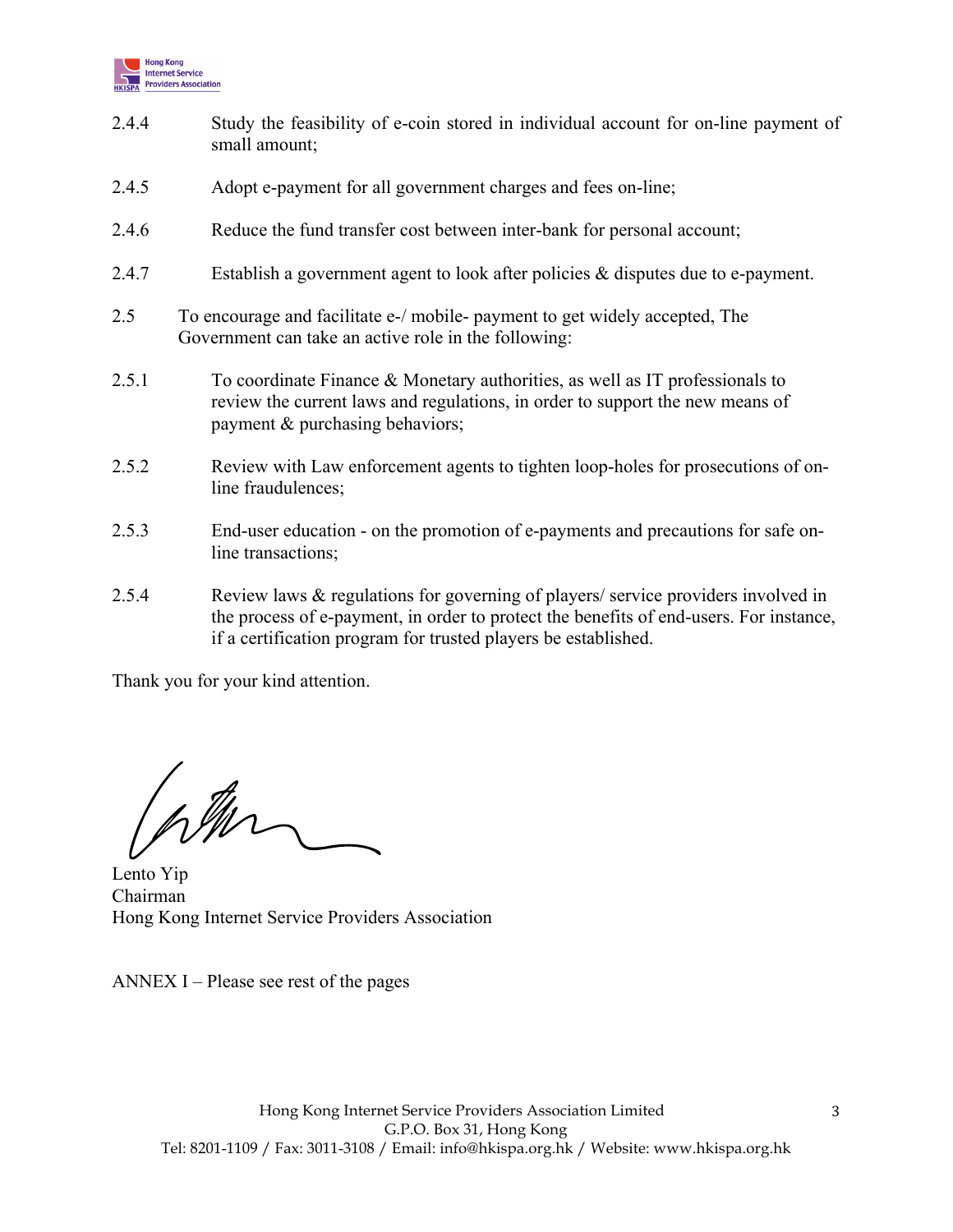2.4.4 Study the feasibility of e-coin stored in individual account for on-line payment of small amount;

2.4.5 Adopt e-payment for all government charges and fees on-line;

2.4.6 Reduce the fund transfer cost between inter-bank for personal account;

2.4.7 Establish a government agent to look after policies & disputes due to e-payment.

2.5 To encourage and facilitate e-/ mobile- payment to get widely accepted, The Government can take an active role in the following:

2.5.1 To coordinate Finance & Monetary authorities, as well as IT professionals to review the current laws and regulations, in order to support the new means of payment & purchasing behaviors;

2.5.2 Review with Law enforcement agents to tighten loop-holes for prosecutions of on-line fraudulences;

2.5.3 End-user education - on the promotion of e-payments and precautions for safe on-line transactions;

2.5.4 Review laws & regulations for governing of players/ service providers involved in the process of e-payment, in order to protect the benefits of end-users. For instance, if a certification program for trusted players be established.

Thank you for your kind attention.

Lento Yip
Chairman
Hong Kong Internet Service Providers Association

ANNEX I – Please see rest of the pages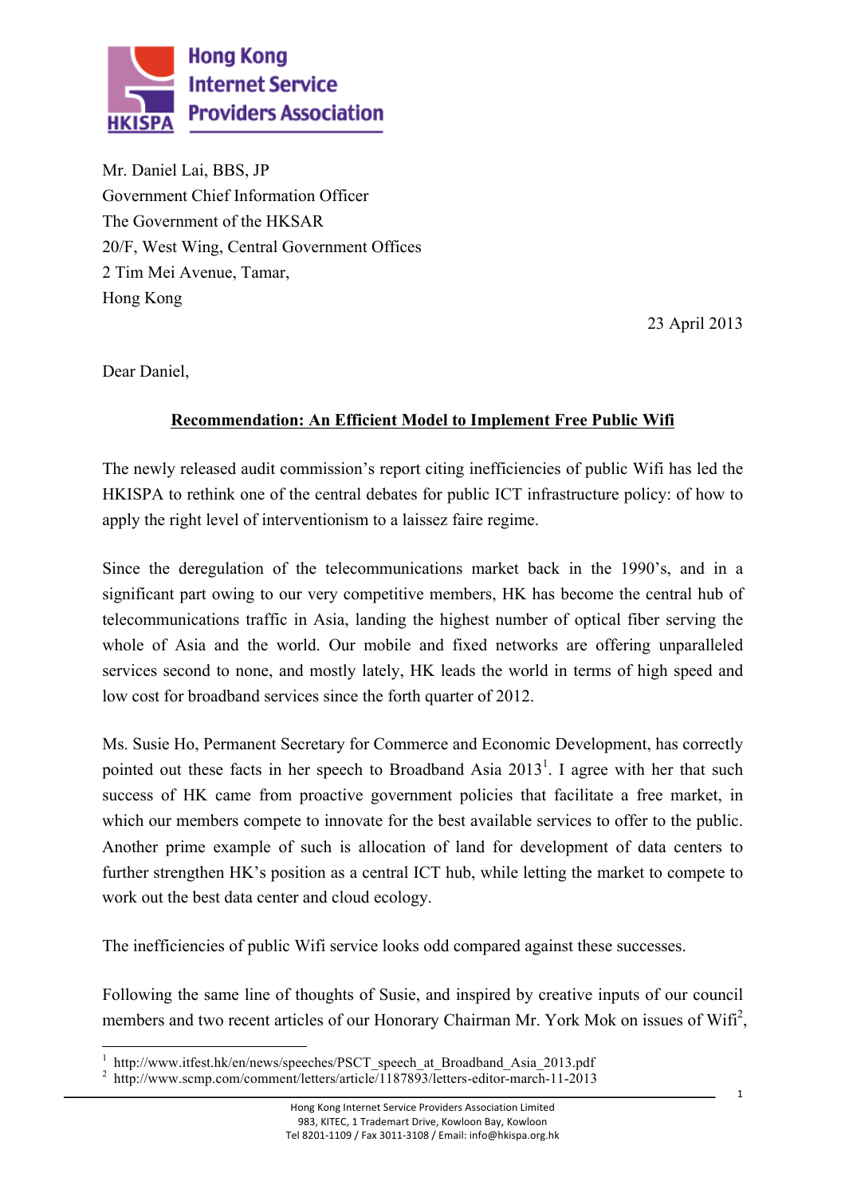Hong Kong Internet Service Providers Association

Mr. Daniel Lai, BBS, JP
Government Chief Information Officer
The Government of the HKSAR
20/F, West Wing, Central Government Offices
2 Tim Mei Avenue, Tamar,
Hong Kong

23 April 2013

Dear Daniel,

**Recommendation: An Efficient Model to Implement Free Public Wifi**

The newly released audit commission's report citing inefficiencies of public Wifi has led the HKISPA to rethink one of the central debates for public ICT infrastructure policy: of how to apply the right level of interventionism to a laissez faire regime.

Since the deregulation of the telecommunications market back in the 1990's, and in a significant part owing to our very competitive members, HK has become the central hub of telecommunications traffic in Asia, landing the highest number of optical fiber serving the whole of Asia and the world. Our mobile and fixed networks are offering unparalleled services second to none, and mostly lately, HK leads the world in terms of high speed and low cost for broadband services since the forth quarter of 2012.

Ms. Susie Ho, Permanent Secretary for Commerce and Economic Development, has correctly pointed out these facts in her speech to Broadband Asia 2013[1]. I agree with her that such success of HK came from proactive government policies that facilitate a free market, in which our members compete to innovate for the best available services to offer to the public. Another prime example of such is allocation of land for development of data centers to further strengthen HK's position as a central ICT hub, while letting the market to compete to work out the best data center and cloud ecology.

The inefficiencies of public Wifi service looks odd compared against these successes.

Following the same line of thoughts of Susie, and inspired by creative inputs of our council members and two recent articles of our Honorary Chairman Mr. York Mok on issues of Wifi[2],

[1] http://www.itfest.hk/en/news/speeches/PSCT_speech_at_Broadband_Asia_2013.pdf
[2] http://www.scmp.com/comment/letters/article/1187893/letters-editor-march-11-2013

Hong Kong Internet Service Providers Association Limited
983, KITEC, 1 Trademart Drive, Kowloon Bay, Kowloon
Tel 8201-1109 / Fax 3011-3108 / Email: info@hkispa.org.hk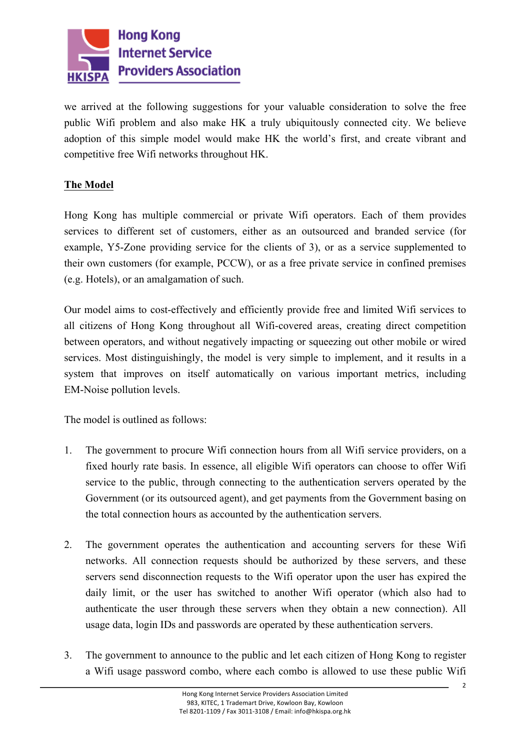we arrived at the following suggestions for your valuable consideration to solve the free public Wifi problem and also make HK a truly ubiquitously connected city. We believe adoption of this simple model would make HK the world's first, and create vibrant and competitive free Wifi networks throughout HK.

## The Model

Hong Kong has multiple commercial or private Wifi operators. Each of them provides services to different set of customers, either as an outsourced and branded service (for example, Y5-Zone providing service for the clients of 3), or as a service supplemented to their own customers (for example, PCCW), or as a free private service in confined premises (e.g. Hotels), or an amalgamation of such.

Our model aims to cost-effectively and efficiently provide free and limited Wifi services to all citizens of Hong Kong throughout all Wifi-covered areas, creating direct competition between operators, and without negatively impacting or squeezing out other mobile or wired services. Most distinguishingly, the model is very simple to implement, and it results in a system that improves on itself automatically on various important metrics, including EM-Noise pollution levels.

The model is outlined as follows:

1. The government to procure Wifi connection hours from all Wifi service providers, on a fixed hourly rate basis. In essence, all eligible Wifi operators can choose to offer Wifi service to the public, through connecting to the authentication servers operated by the Government (or its outsourced agent), and get payments from the Government basing on the total connection hours as accounted by the authentication servers.

2. The government operates the authentication and accounting servers for these Wifi networks. All connection requests should be authorized by these servers, and these servers send disconnection requests to the Wifi operator upon the user has expired the daily limit, or the user has switched to another Wifi operator (which also had to authenticate the user through these servers when they obtain a new connection). All usage data, login IDs and passwords are operated by these authentication servers.

3. The government to announce to the public and let each citizen of Hong Kong to register a Wifi usage password combo, where each combo is allowed to use these public Wifi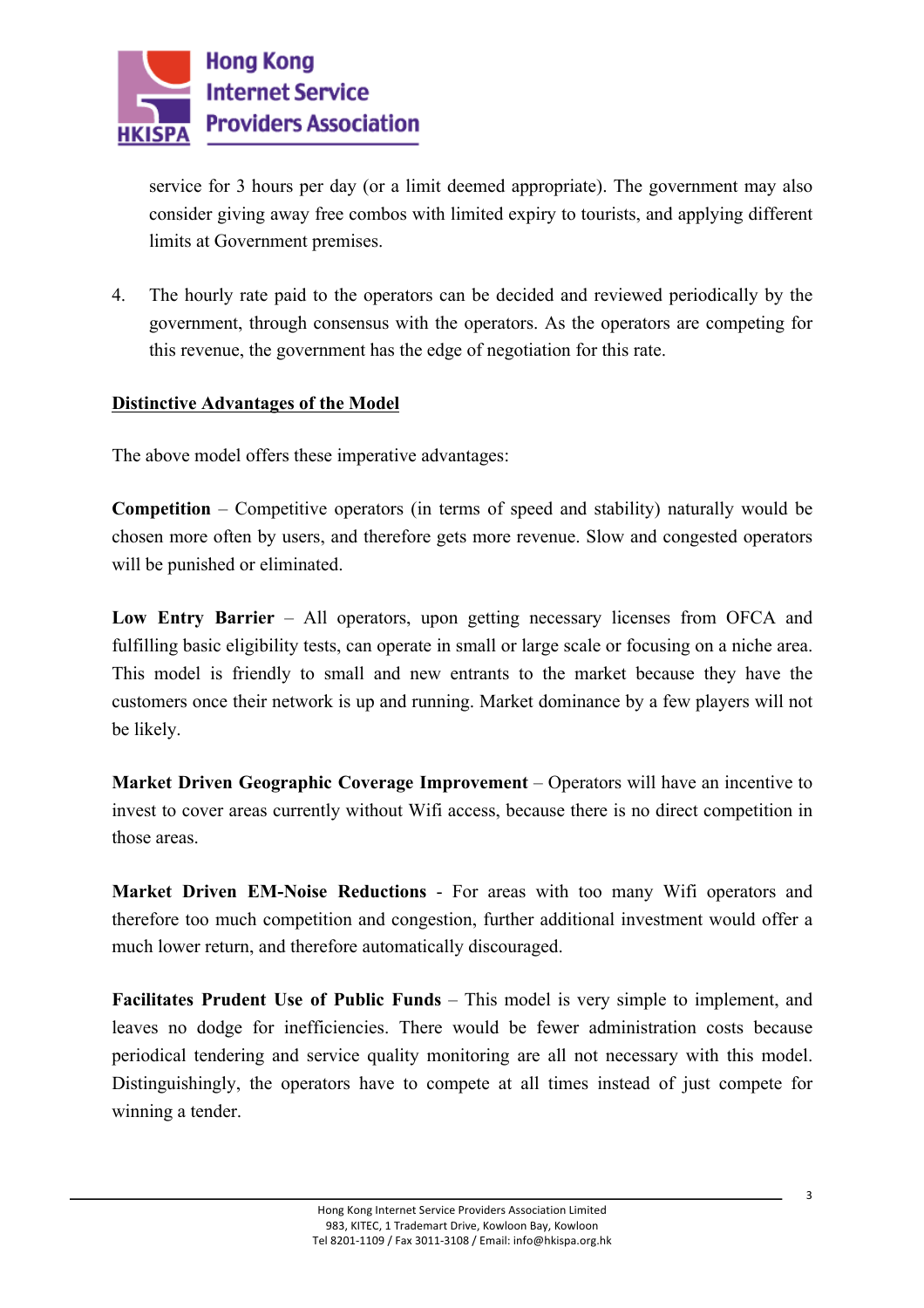service for 3 hours per day (or a limit deemed appropriate). The government may also consider giving away free combos with limited expiry to tourists, and applying different limits at Government premises.

4. The hourly rate paid to the operators can be decided and reviewed periodically by the government, through consensus with the operators. As the operators are competing for this revenue, the government has the edge of negotiation for this rate.

## Distinctive Advantages of the Model

The above model offers these imperative advantages:

**Competition** – Competitive operators (in terms of speed and stability) naturally would be chosen more often by users, and therefore gets more revenue. Slow and congested operators will be punished or eliminated.

**Low Entry Barrier** – All operators, upon getting necessary licenses from OFCA and fulfilling basic eligibility tests, can operate in small or large scale or focusing on a niche area. This model is friendly to small and new entrants to the market because they have the customers once their network is up and running. Market dominance by a few players will not be likely.

**Market Driven Geographic Coverage Improvement** – Operators will have an incentive to invest to cover areas currently without Wifi access, because there is no direct competition in those areas.

**Market Driven EM-Noise Reductions** - For areas with too many Wifi operators and therefore too much competition and congestion, further additional investment would offer a much lower return, and therefore automatically discouraged.

**Facilitates Prudent Use of Public Funds** – This model is very simple to implement, and leaves no dodge for inefficiencies. There would be fewer administration costs because periodical tendering and service quality monitoring are all not necessary with this model. Distinguishingly, the operators have to compete at all times instead of just compete for winning a tender.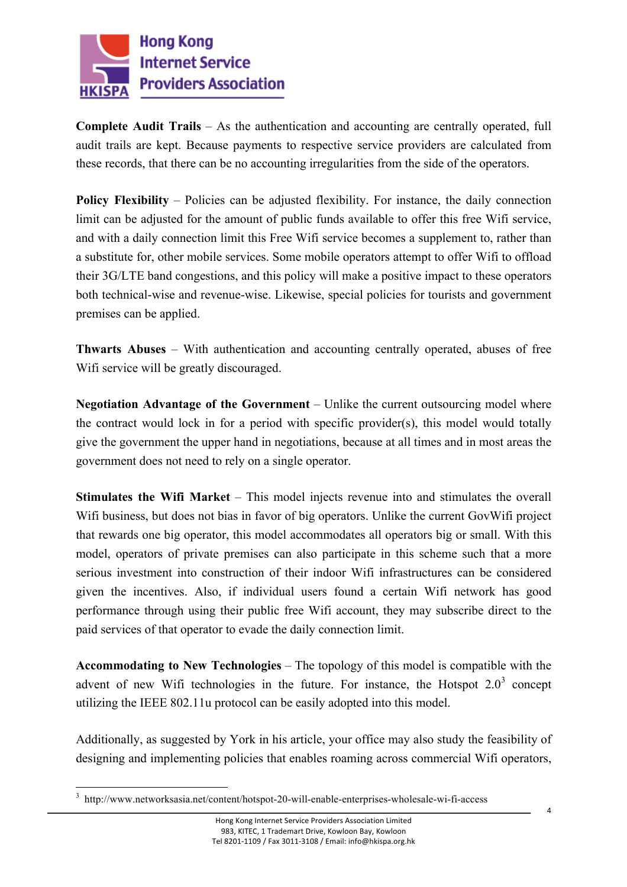**Complete Audit Trails** – As the authentication and accounting are centrally operated, full audit trails are kept. Because payments to respective service providers are calculated from these records, that there can be no accounting irregularities from the side of the operators.

**Policy Flexibility** – Policies can be adjusted flexibility. For instance, the daily connection limit can be adjusted for the amount of public funds available to offer this free Wifi service, and with a daily connection limit this Free Wifi service becomes a supplement to, rather than a substitute for, other mobile services. Some mobile operators attempt to offer Wifi to offload their 3G/LTE band congestions, and this policy will make a positive impact to these operators both technical-wise and revenue-wise. Likewise, special policies for tourists and government premises can be applied.

**Thwarts Abuses** – With authentication and accounting centrally operated, abuses of free Wifi service will be greatly discouraged.

**Negotiation Advantage of the Government** – Unlike the current outsourcing model where the contract would lock in for a period with specific provider(s), this model would totally give the government the upper hand in negotiations, because at all times and in most areas the government does not need to rely on a single operator.

**Stimulates the Wifi Market** – This model injects revenue into and stimulates the overall Wifi business, but does not bias in favor of big operators. Unlike the current GovWifi project that rewards one big operator, this model accommodates all operators big or small. With this model, operators of private premises can also participate in this scheme such that a more serious investment into construction of their indoor Wifi infrastructures can be considered given the incentives. Also, if individual users found a certain Wifi network has good performance through using their public free Wifi account, they may subscribe direct to the paid services of that operator to evade the daily connection limit.

**Accommodating to New Technologies** – The topology of this model is compatible with the advent of new Wifi technologies in the future. For instance, the Hotspot 2.0[3] concept utilizing the IEEE 802.11u protocol can be easily adopted into this model.

Additionally, as suggested by York in his article, your office may also study the feasibility of designing and implementing policies that enables roaming across commercial Wifi operators,

---

[3] http://www.networksasia.net/content/hotspot-20-will-enable-enterprises-wholesale-wi-fi-access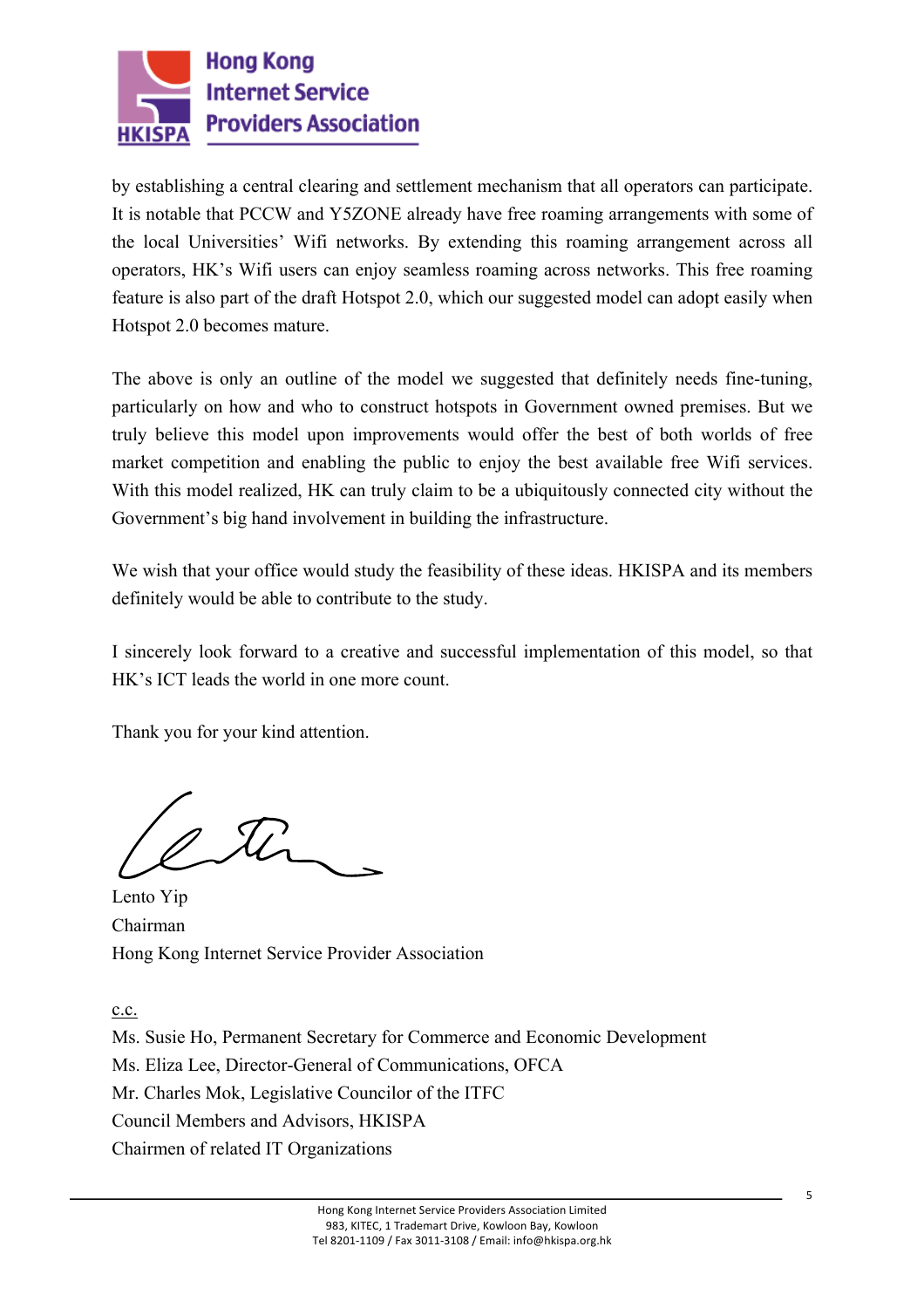by establishing a central clearing and settlement mechanism that all operators can participate. It is notable that PCCW and Y5ZONE already have free roaming arrangements with some of the local Universities' Wifi networks. By extending this roaming arrangement across all operators, HK's Wifi users can enjoy seamless roaming across networks. This free roaming feature is also part of the draft Hotspot 2.0, which our suggested model can adopt easily when Hotspot 2.0 becomes mature.

The above is only an outline of the model we suggested that definitely needs fine-tuning, particularly on how and who to construct hotspots in Government owned premises. But we truly believe this model upon improvements would offer the best of both worlds of free market competition and enabling the public to enjoy the best available free Wifi services. With this model realized, HK can truly claim to be a ubiquitously connected city without the Government's big hand involvement in building the infrastructure.

We wish that your office would study the feasibility of these ideas. HKISPA and its members definitely would be able to contribute to the study.

I sincerely look forward to a creative and successful implementation of this model, so that HK's ICT leads the world in one more count.

Thank you for your kind attention.

Lento Yip
Chairman
Hong Kong Internet Service Provider Association

c.c.
Ms. Susie Ho, Permanent Secretary for Commerce and Economic Development
Ms. Eliza Lee, Director-General of Communications, OFCA
Mr. Charles Mok, Legislative Councilor of the ITFC
Council Members and Advisors, HKISPA
Chairmen of related IT Organizations